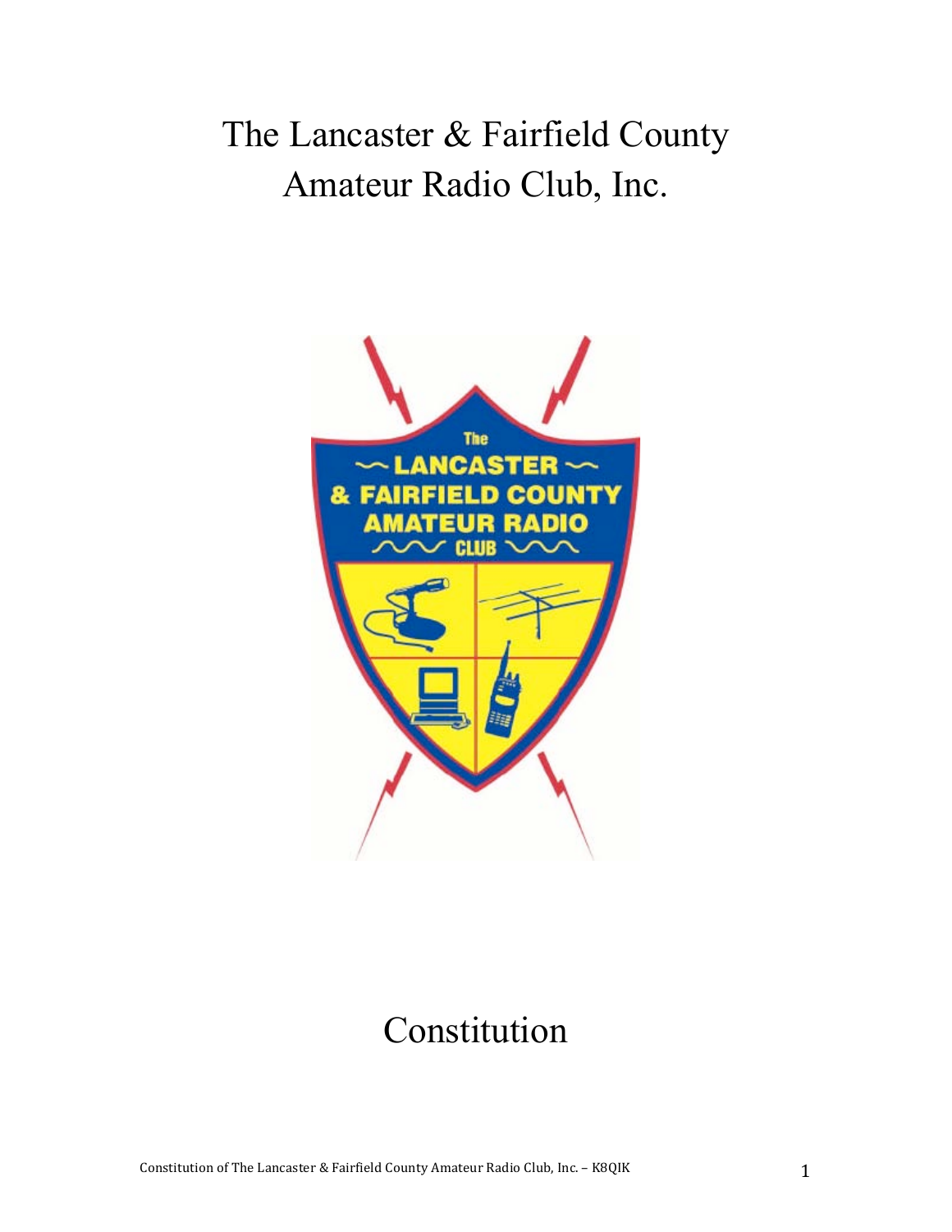# The Lancaster & Fairfield County Amateur Radio Club, Inc.

# Constitution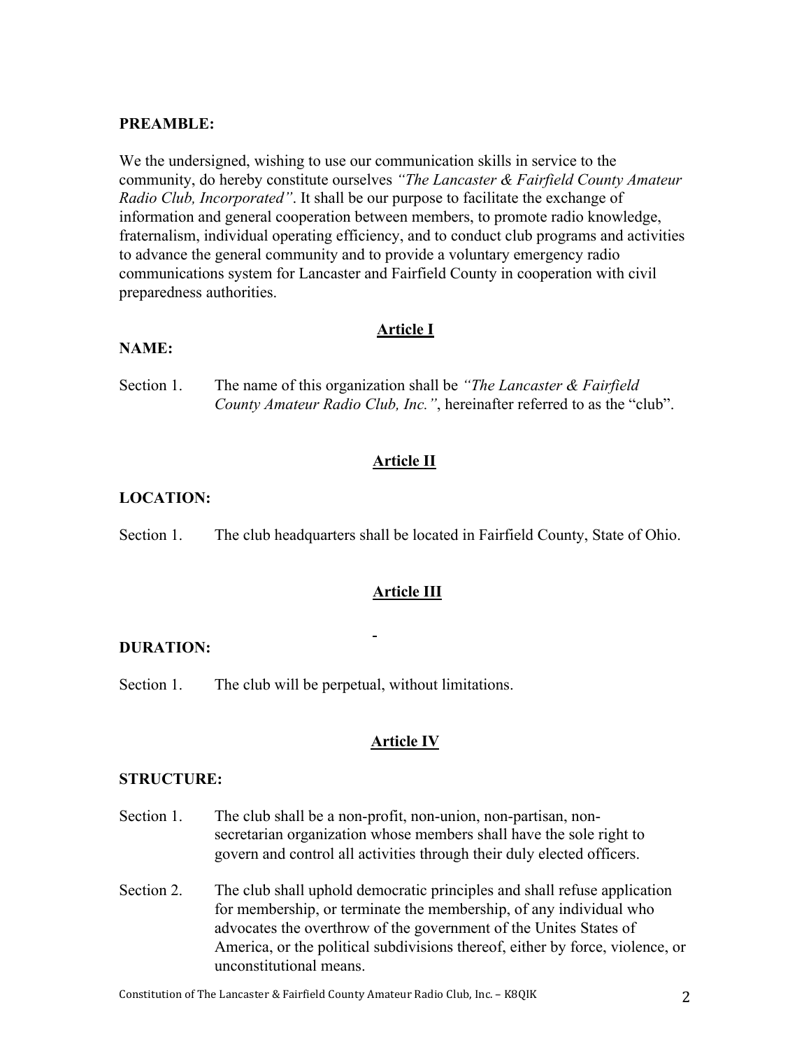**PREAMBLE:**

We the undersigned, wishing to use our communication skills in service to the community, do hereby constitute ourselves *"The Lancaster & Fairfield County Amateur Radio Club, Incorporated"*. It shall be our purpose to facilitate the exchange of information and general cooperation between members, to promote radio knowledge, fraternalism, individual operating efficiency, and to conduct club programs and activities to advance the general community and to provide a voluntary emergency radio communications system for Lancaster and Fairfield County in cooperation with civil preparedness authorities.

## Article I

**NAME:**

Section 1. The name of this organization shall be *"The Lancaster & Fairfield County Amateur Radio Club, Inc."*, hereinafter referred to as the "club".

## Article II

**LOCATION:**

Section 1. The club headquarters shall be located in Fairfield County, State of Ohio.

## Article III

**DURATION:**

Section 1. The club will be perpetual, without limitations.

## Article IV

**STRUCTURE:**

Section 1. The club shall be a non-profit, non-union, non-partisan, non-secretarian organization whose members shall have the sole right to govern and control all activities through their duly elected officers.

Section 2. The club shall uphold democratic principles and shall refuse application for membership, or terminate the membership, of any individual who advocates the overthrow of the government of the Unites States of America, or the political subdivisions thereof, either by force, violence, or unconstitutional means.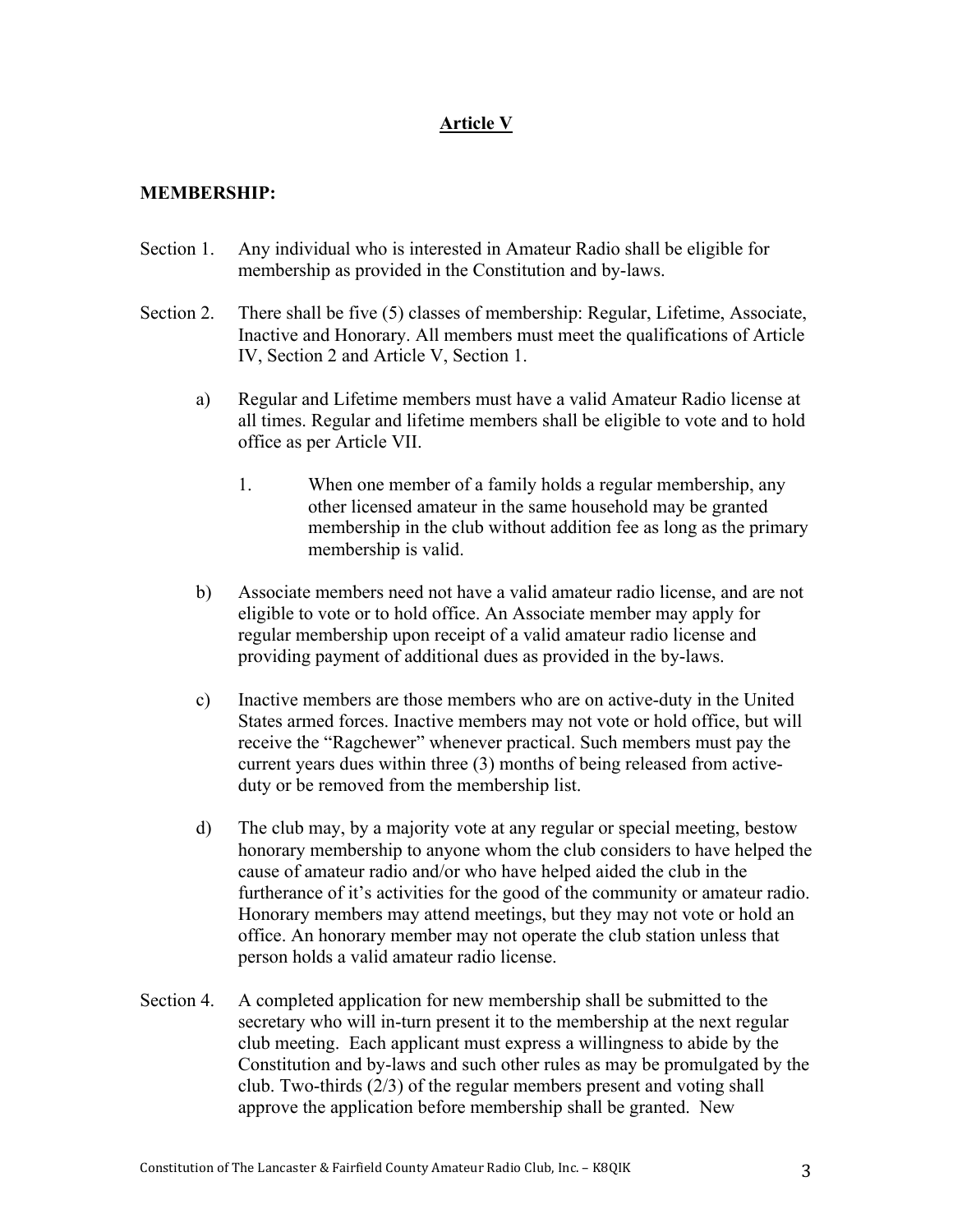## Article V

**MEMBERSHIP:**

Section 1. Any individual who is interested in Amateur Radio shall be eligible for membership as provided in the Constitution and by-laws.

Section 2. There shall be five (5) classes of membership: Regular, Lifetime, Associate, Inactive and Honorary. All members must meet the qualifications of Article IV, Section 2 and Article V, Section 1.

a) Regular and Lifetime members must have a valid Amateur Radio license at all times. Regular and lifetime members shall be eligible to vote and to hold office as per Article VII.

   1. When one member of a family holds a regular membership, any other licensed amateur in the same household may be granted membership in the club without addition fee as long as the primary membership is valid.

b) Associate members need not have a valid amateur radio license, and are not eligible to vote or to hold office. An Associate member may apply for regular membership upon receipt of a valid amateur radio license and providing payment of additional dues as provided in the by-laws.

c) Inactive members are those members who are on active-duty in the United States armed forces. Inactive members may not vote or hold office, but will receive the "Ragchewer" whenever practical. Such members must pay the current years dues within three (3) months of being released from active-duty or be removed from the membership list.

d) The club may, by a majority vote at any regular or special meeting, bestow honorary membership to anyone whom the club considers to have helped the cause of amateur radio and/or who have helped aided the club in the furtherance of it's activities for the good of the community or amateur radio. Honorary members may attend meetings, but they may not vote or hold an office. An honorary member may not operate the club station unless that person holds a valid amateur radio license.

Section 4. A completed application for new membership shall be submitted to the secretary who will in-turn present it to the membership at the next regular club meeting. Each applicant must express a willingness to abide by the Constitution and by-laws and such other rules as may be promulgated by the club. Two-thirds (2/3) of the regular members present and voting shall approve the application before membership shall be granted. New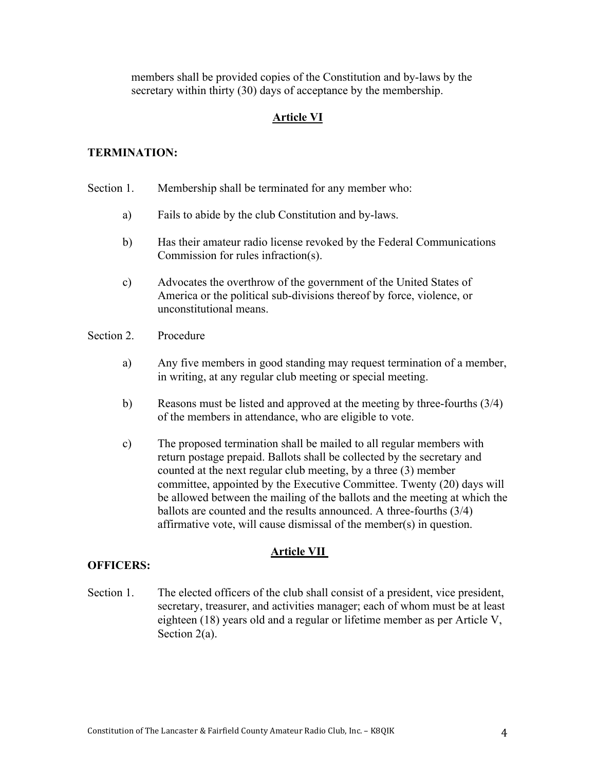members shall be provided copies of the Constitution and by-laws by the secretary within thirty (30) days of acceptance by the membership.

## Article VI

**TERMINATION:**

Section 1. Membership shall be terminated for any member who:

a) Fails to abide by the club Constitution and by-laws.

b) Has their amateur radio license revoked by the Federal Communications Commission for rules infraction(s).

c) Advocates the overthrow of the government of the United States of America or the political sub-divisions thereof by force, violence, or unconstitutional means.

Section 2. Procedure

a) Any five members in good standing may request termination of a member, in writing, at any regular club meeting or special meeting.

b) Reasons must be listed and approved at the meeting by three-fourths (3/4) of the members in attendance, who are eligible to vote.

c) The proposed termination shall be mailed to all regular members with return postage prepaid. Ballots shall be collected by the secretary and counted at the next regular club meeting, by a three (3) member committee, appointed by the Executive Committee. Twenty (20) days will be allowed between the mailing of the ballots and the meeting at which the ballots are counted and the results announced. A three-fourths (3/4) affirmative vote, will cause dismissal of the member(s) in question.

## Article VII

**OFFICERS:**

Section 1. The elected officers of the club shall consist of a president, vice president, secretary, treasurer, and activities manager; each of whom must be at least eighteen (18) years old and a regular or lifetime member as per Article V, Section 2(a).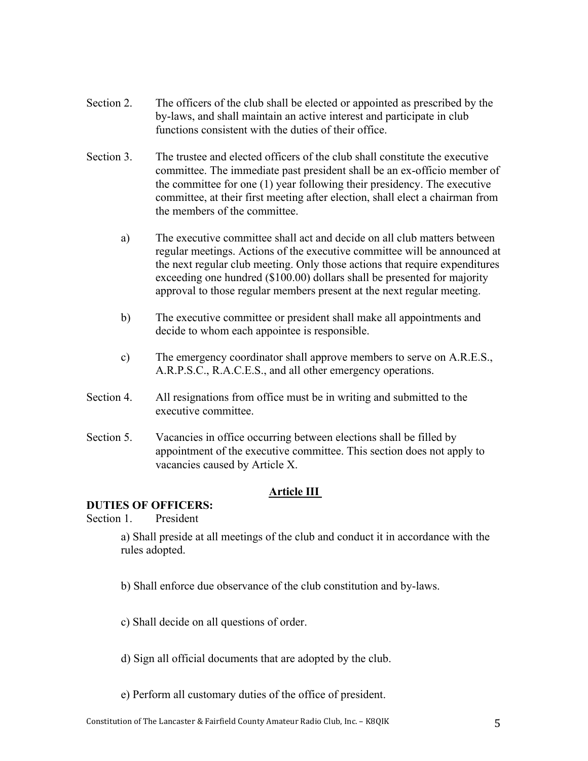Section 2. The officers of the club shall be elected or appointed as prescribed by the by-laws, and shall maintain an active interest and participate in club functions consistent with the duties of their office.

Section 3. The trustee and elected officers of the club shall constitute the executive committee. The immediate past president shall be an ex-officio member of the committee for one (1) year following their presidency. The executive committee, at their first meeting after election, shall elect a chairman from the members of the committee.

a) The executive committee shall act and decide on all club matters between regular meetings. Actions of the executive committee will be announced at the next regular club meeting. Only those actions that require expenditures exceeding one hundred ($100.00) dollars shall be presented for majority approval to those regular members present at the next regular meeting.

b) The executive committee or president shall make all appointments and decide to whom each appointee is responsible.

c) The emergency coordinator shall approve members to serve on A.R.E.S., A.R.P.S.C., R.A.C.E.S., and all other emergency operations.

Section 4. All resignations from office must be in writing and submitted to the executive committee.

Section 5. Vacancies in office occurring between elections shall be filled by appointment of the executive committee. This section does not apply to vacancies caused by Article X.

## Article III

**DUTIES OF OFFICERS:**

Section 1. President

a) Shall preside at all meetings of the club and conduct it in accordance with the rules adopted.

b) Shall enforce due observance of the club constitution and by-laws.

c) Shall decide on all questions of order.

d) Sign all official documents that are adopted by the club.

e) Perform all customary duties of the office of president.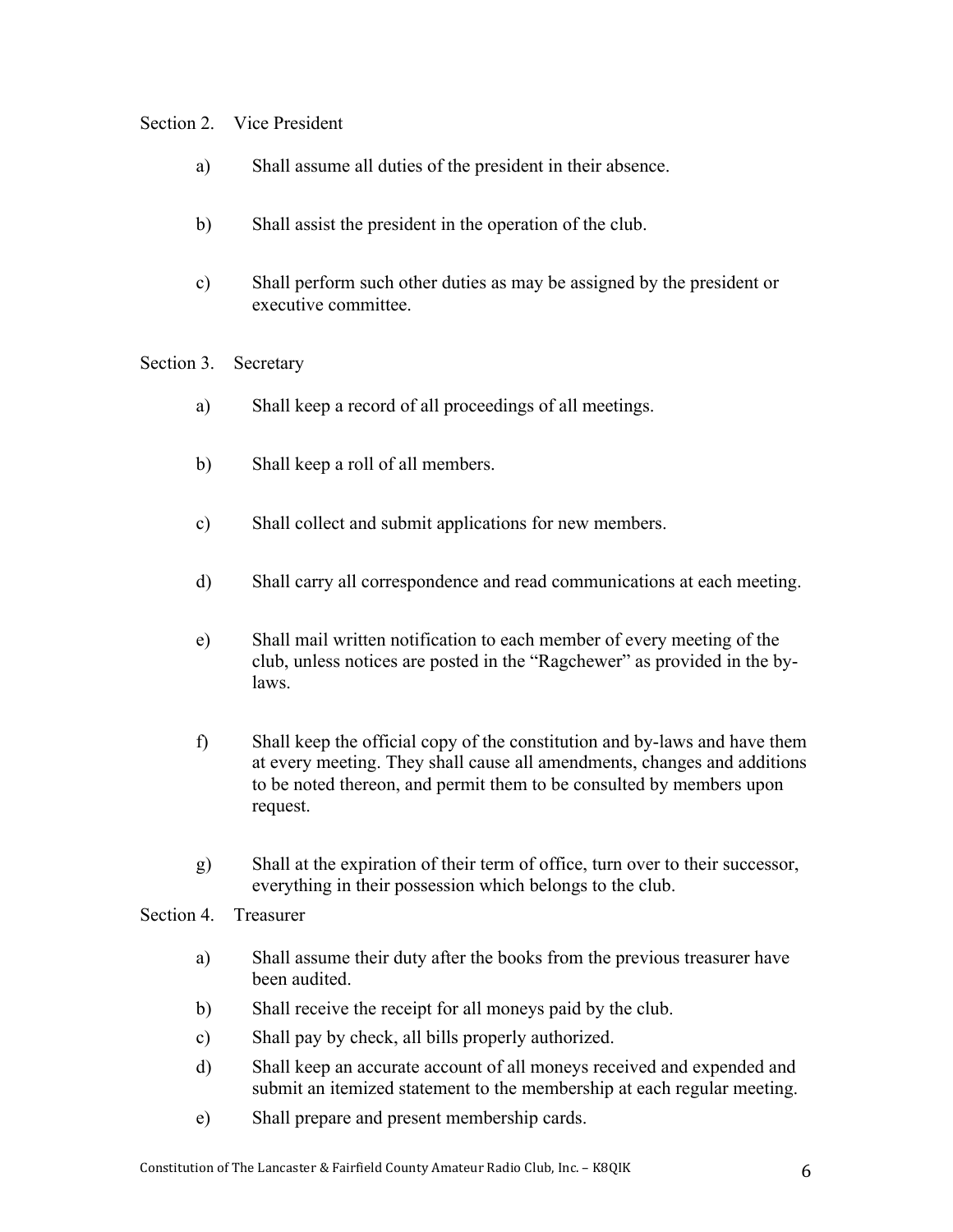Section 2. Vice President

a) Shall assume all duties of the president in their absence.

b) Shall assist the president in the operation of the club.

c) Shall perform such other duties as may be assigned by the president or executive committee.

Section 3. Secretary

a) Shall keep a record of all proceedings of all meetings.

b) Shall keep a roll of all members.

c) Shall collect and submit applications for new members.

d) Shall carry all correspondence and read communications at each meeting.

e) Shall mail written notification to each member of every meeting of the club, unless notices are posted in the "Ragchewer" as provided in the by-laws.

f) Shall keep the official copy of the constitution and by-laws and have them at every meeting. They shall cause all amendments, changes and additions to be noted thereon, and permit them to be consulted by members upon request.

g) Shall at the expiration of their term of office, turn over to their successor, everything in their possession which belongs to the club.

Section 4. Treasurer

a) Shall assume their duty after the books from the previous treasurer have been audited.

b) Shall receive the receipt for all moneys paid by the club.

c) Shall pay by check, all bills properly authorized.

d) Shall keep an accurate account of all moneys received and expended and submit an itemized statement to the membership at each regular meeting.

e) Shall prepare and present membership cards.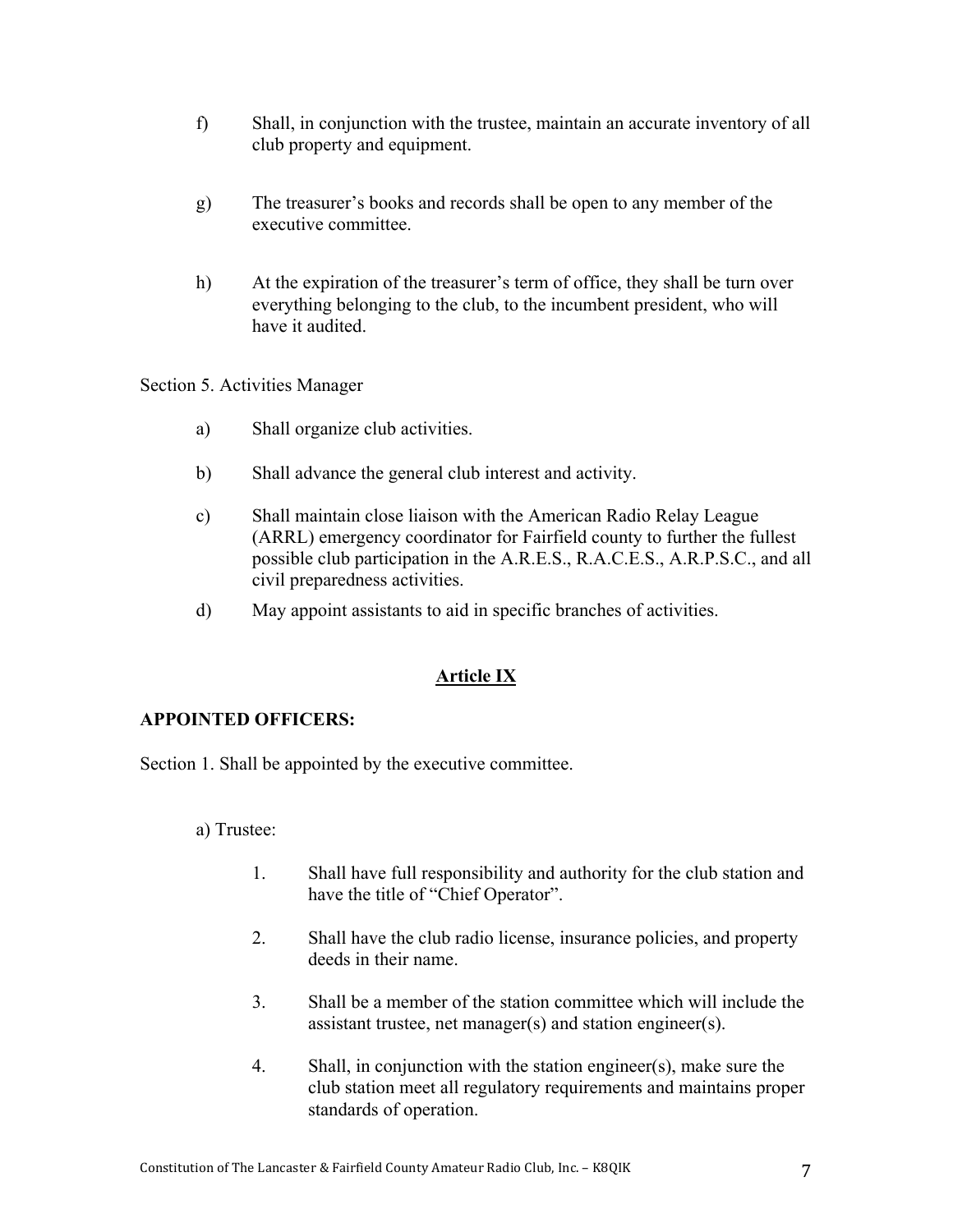f) Shall, in conjunction with the trustee, maintain an accurate inventory of all club property and equipment.

g) The treasurer's books and records shall be open to any member of the executive committee.

h) At the expiration of the treasurer's term of office, they shall be turn over everything belonging to the club, to the incumbent president, who will have it audited.

Section 5. Activities Manager

a) Shall organize club activities.

b) Shall advance the general club interest and activity.

c) Shall maintain close liaison with the American Radio Relay League (ARRL) emergency coordinator for Fairfield county to further the fullest possible club participation in the A.R.E.S., R.A.C.E.S., A.R.P.S.C., and all civil preparedness activities.

d) May appoint assistants to aid in specific branches of activities.

## **Article IX**

**APPOINTED OFFICERS:**

Section 1. Shall be appointed by the executive committee.

a) Trustee:

1. Shall have full responsibility and authority for the club station and have the title of "Chief Operator".

2. Shall have the club radio license, insurance policies, and property deeds in their name.

3. Shall be a member of the station committee which will include the assistant trustee, net manager(s) and station engineer(s).

4. Shall, in conjunction with the station engineer(s), make sure the club station meet all regulatory requirements and maintains proper standards of operation.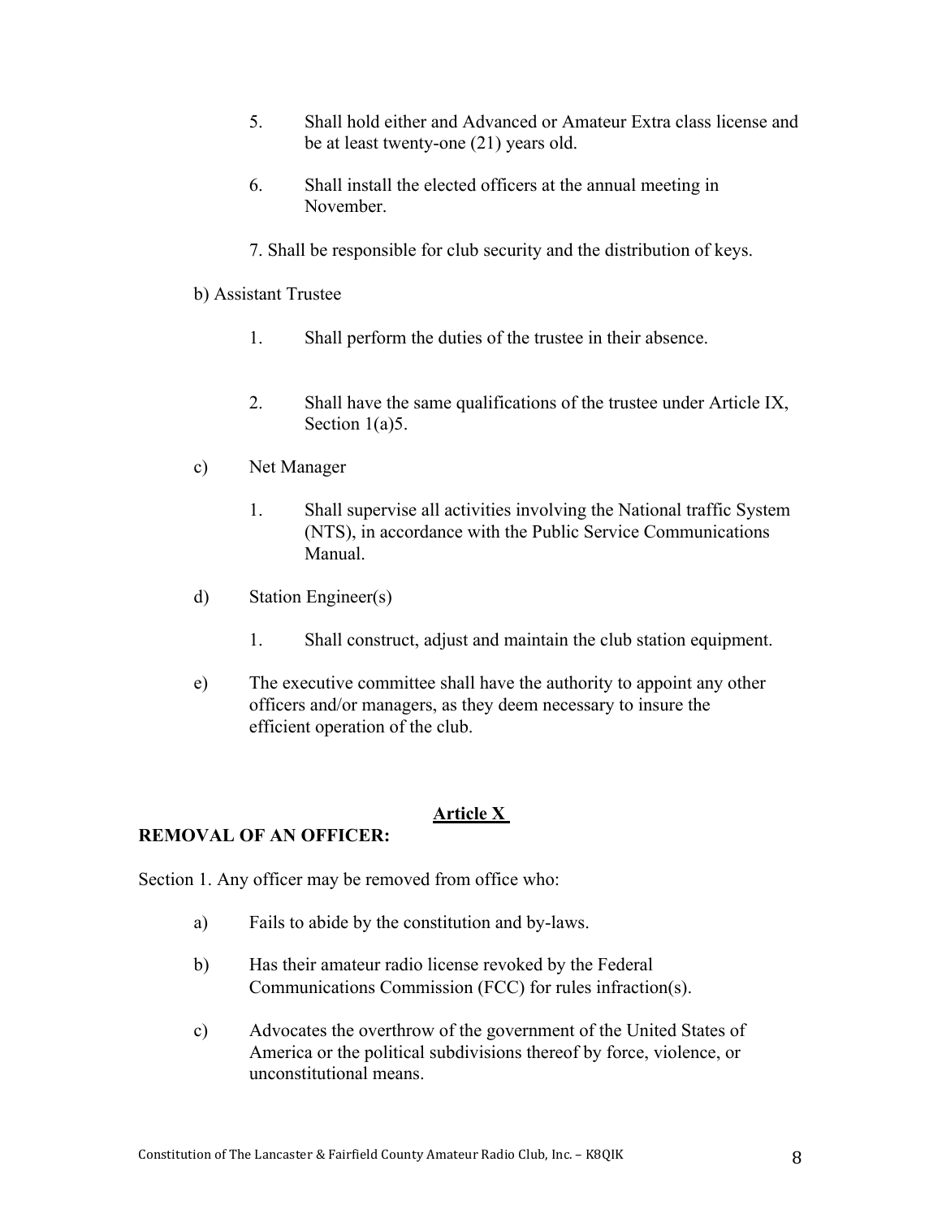5. Shall hold either and Advanced or Amateur Extra class license and be at least twenty-one (21) years old.

6. Shall install the elected officers at the annual meeting in November.

7. Shall be responsible for club security and the distribution of keys.

b) Assistant Trustee

1. Shall perform the duties of the trustee in their absence.

2. Shall have the same qualifications of the trustee under Article IX, Section 1(a)5.

c) Net Manager

1. Shall supervise all activities involving the National traffic System (NTS), in accordance with the Public Service Communications Manual.

d) Station Engineer(s)

1. Shall construct, adjust and maintain the club station equipment.

e) The executive committee shall have the authority to appoint any other officers and/or managers, as they deem necessary to insure the efficient operation of the club.

## Article X

**REMOVAL OF AN OFFICER:**

Section 1. Any officer may be removed from office who:

a) Fails to abide by the constitution and by-laws.

b) Has their amateur radio license revoked by the Federal Communications Commission (FCC) for rules infraction(s).

c) Advocates the overthrow of the government of the United States of America or the political subdivisions thereof by force, violence, or unconstitutional means.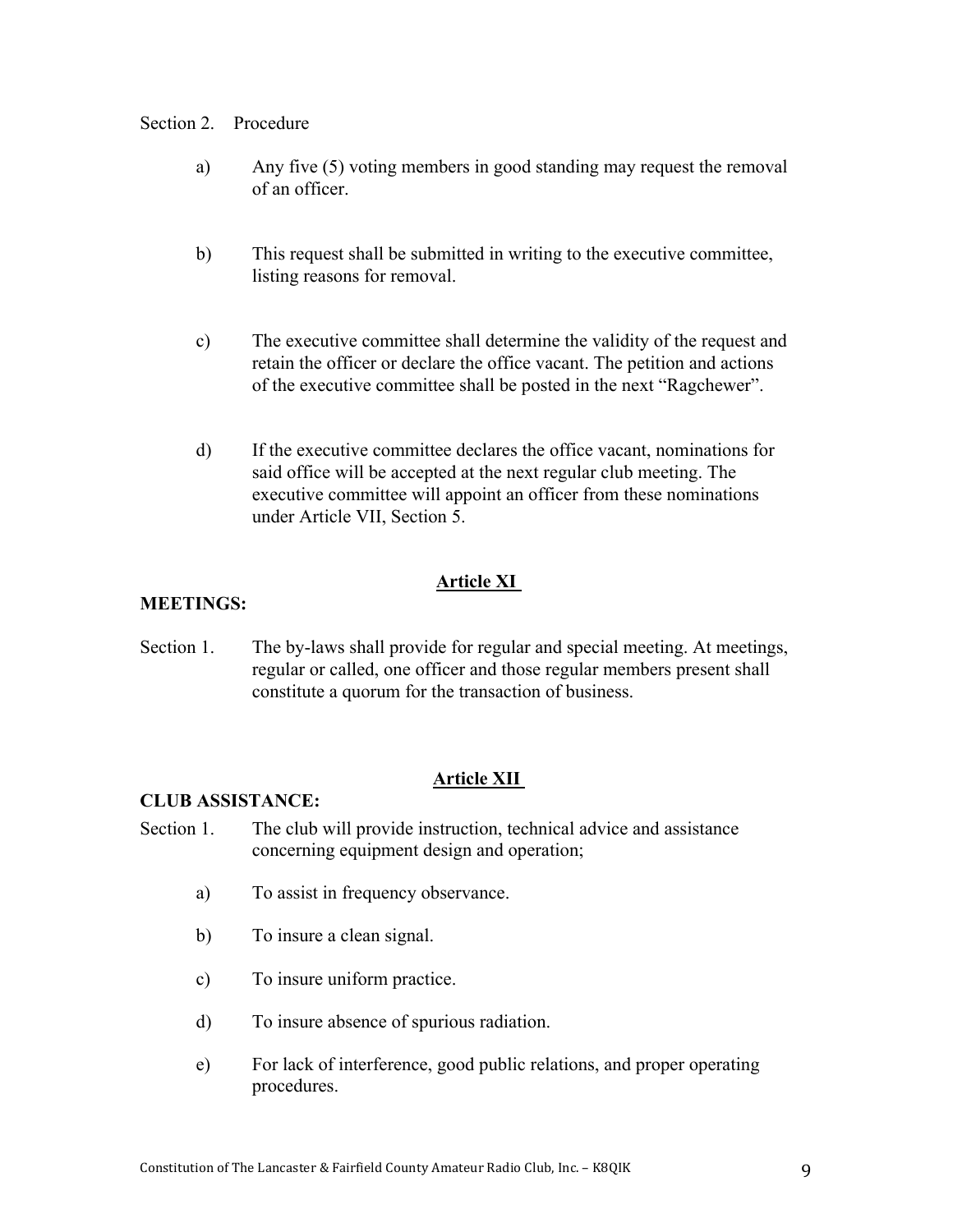Section 2. Procedure

a) Any five (5) voting members in good standing may request the removal of an officer.

b) This request shall be submitted in writing to the executive committee, listing reasons for removal.

c) The executive committee shall determine the validity of the request and retain the officer or declare the office vacant. The petition and actions of the executive committee shall be posted in the next "Ragchewer".

d) If the executive committee declares the office vacant, nominations for said office will be accepted at the next regular club meeting. The executive committee will appoint an officer from these nominations under Article VII, Section 5.

## Article XI

**MEETINGS:**

Section 1. The by-laws shall provide for regular and special meeting. At meetings, regular or called, one officer and those regular members present shall constitute a quorum for the transaction of business.

## Article XII

**CLUB ASSISTANCE:**

Section 1. The club will provide instruction, technical advice and assistance concerning equipment design and operation;

a) To assist in frequency observance.

b) To insure a clean signal.

c) To insure uniform practice.

d) To insure absence of spurious radiation.

e) For lack of interference, good public relations, and proper operating procedures.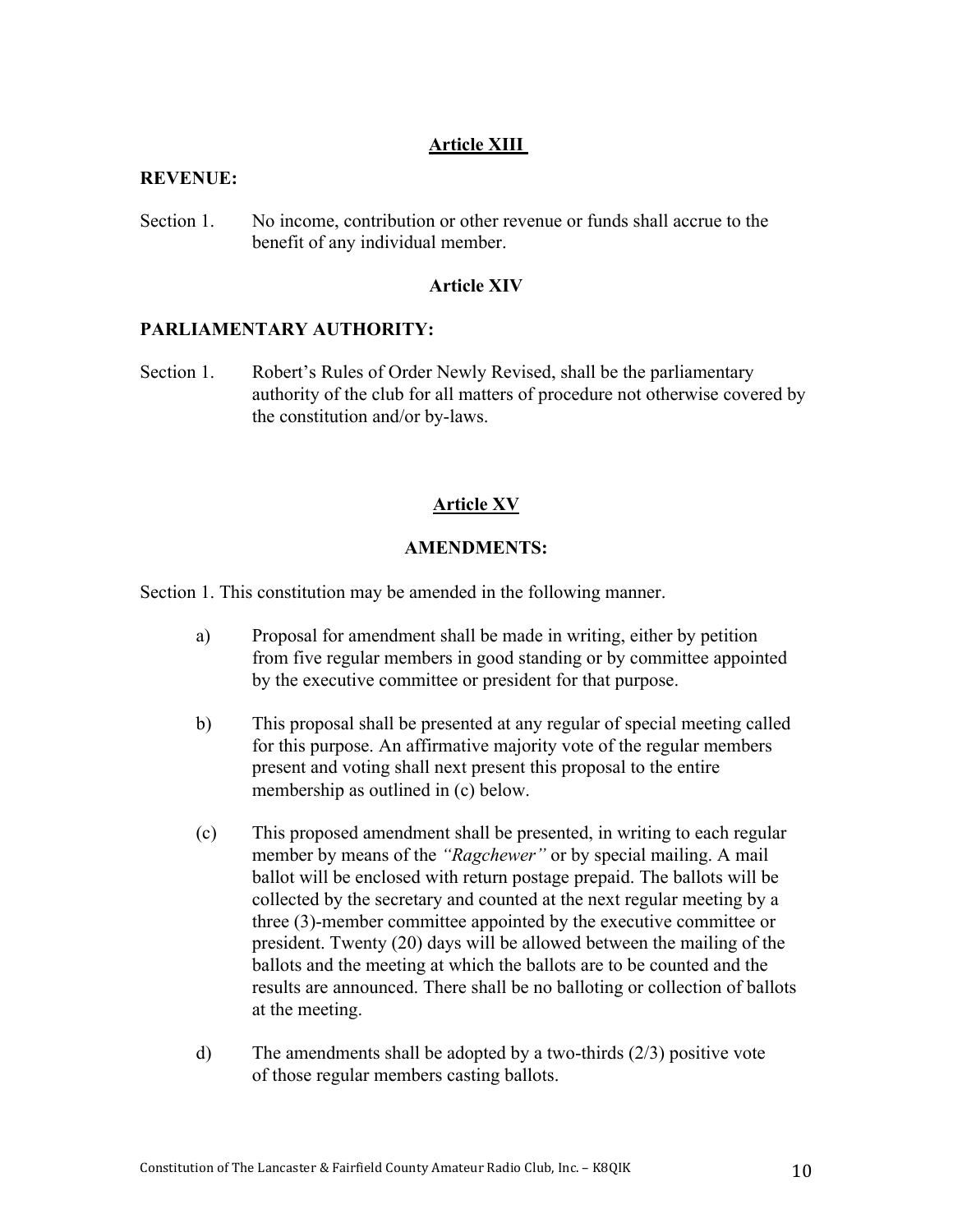## Article XIII

**REVENUE:**

Section 1. No income, contribution or other revenue or funds shall accrue to the benefit of any individual member.

## Article XIV

**PARLIAMENTARY AUTHORITY:**

Section 1. Robert's Rules of Order Newly Revised, shall be the parliamentary authority of the club for all matters of procedure not otherwise covered by the constitution and/or by-laws.

## Article XV

**AMENDMENTS:**

Section 1. This constitution may be amended in the following manner.

a) Proposal for amendment shall be made in writing, either by petition from five regular members in good standing or by committee appointed by the executive committee or president for that purpose.

b) This proposal shall be presented at any regular of special meeting called for this purpose. An affirmative majority vote of the regular members present and voting shall next present this proposal to the entire membership as outlined in (c) below.

(c) This proposed amendment shall be presented, in writing to each regular member by means of the *"Ragchewer"* or by special mailing. A mail ballot will be enclosed with return postage prepaid. The ballots will be collected by the secretary and counted at the next regular meeting by a three (3)-member committee appointed by the executive committee or president. Twenty (20) days will be allowed between the mailing of the ballots and the meeting at which the ballots are to be counted and the results are announced. There shall be no balloting or collection of ballots at the meeting.

d) The amendments shall be adopted by a two-thirds (2/3) positive vote of those regular members casting ballots.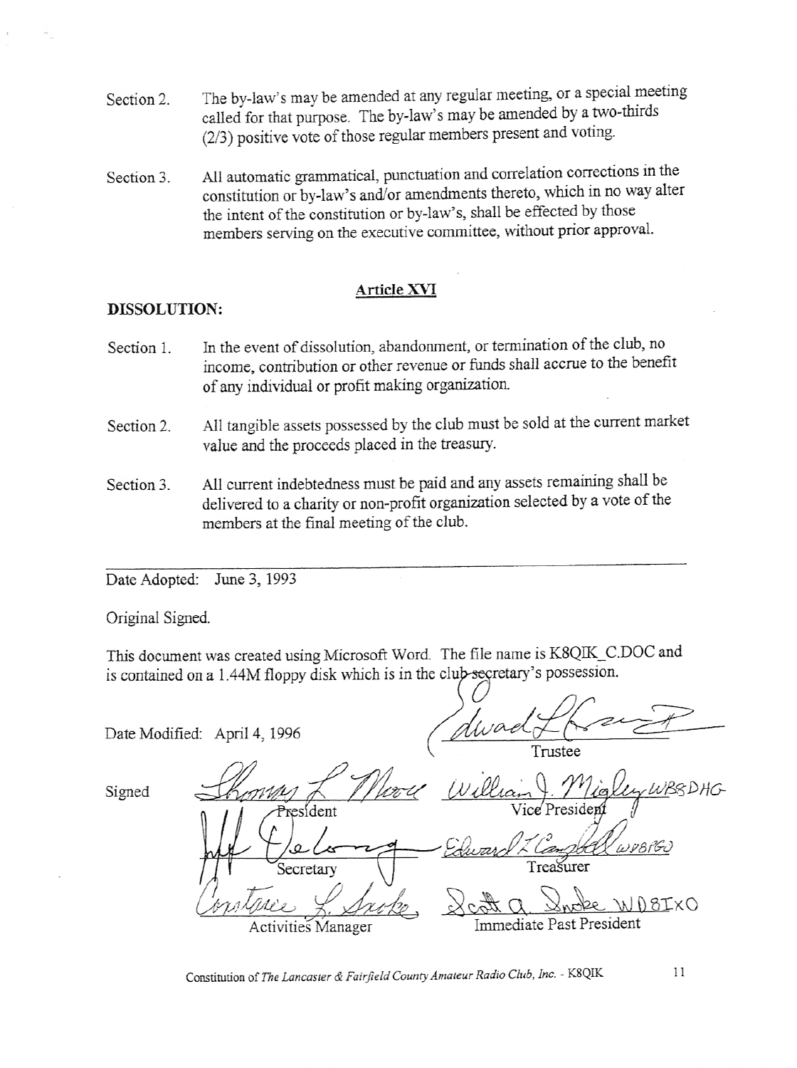Section 2. The by-law's may be amended at any regular meeting, or a special meeting called for that purpose. The by-law's may be amended by a two-thirds (2/3) positive vote of those regular members present and voting.

Section 3. All automatic grammatical, punctuation and correlation corrections in the constitution or by-law's and/or amendments thereto, which in no way alter the intent of the constitution or by-law's, shall be effected by those members serving on the executive committee, without prior approval.

## Article XVI

**DISSOLUTION:**

Section 1. In the event of dissolution, abandonment, or termination of the club, no income, contribution or other revenue or funds shall accrue to the benefit of any individual or profit making organization.

Section 2. All tangible assets possessed by the club must be sold at the current market value and the proceeds placed in the treasury.

Section 3. All current indebtedness must be paid and any assets remaining shall be delivered to a charity or non-profit organization selected by a vote of the members at the final meeting of the club.

---

Date Adopted: June 3, 1993

Original Signed.

This document was created using Microsoft Word. The file name is K8QIK_C.DOC and is contained on a 1.44M floppy disk which is in the club secretary's possession.

Date Modified: April 4, 1996

Trustee

Signed

President

Vice President

Secretary

Treasurer

Activities Manager

Immediate Past President

Constitution of *The Lancaster & Fairfield County Amateur Radio Club, Inc.* - K8QIK